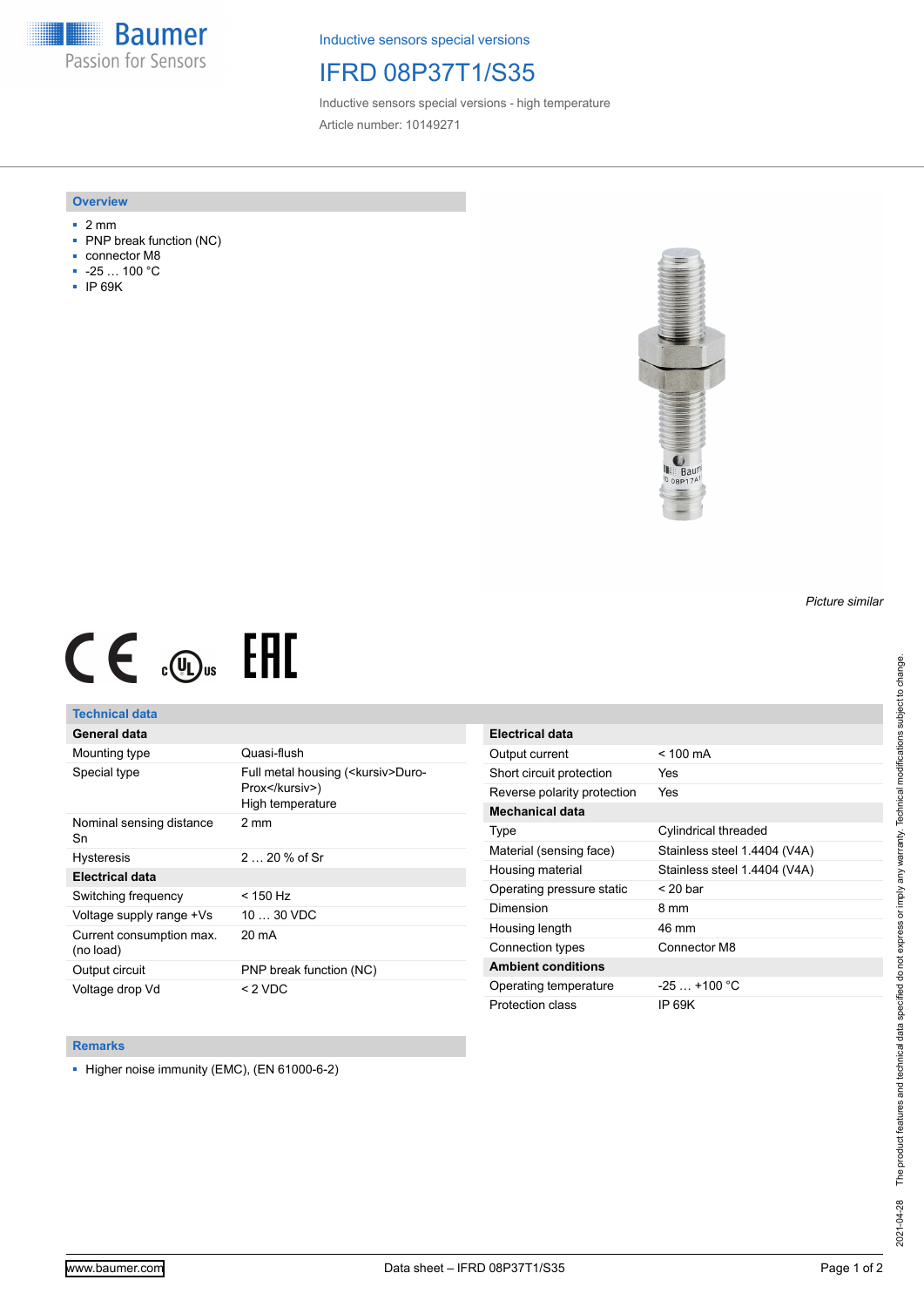Baumer
Passion for Sensors

Inductive sensors special versions

# IFRD 08P37T1/S35

Inductive sensors special versions - high temperature

Article number: 10149271

## Overview

- 2 mm
- PNP break function (NC)
- connector M8
- -25 … 100 °C
- IP 69K

*Picture similar*

## Technical data

| General data | |
|---|---|
| Mounting type | Quasi-flush |
| Special type | Full metal housing (<kursiv>Duro-Prox</kursiv>)<br>High temperature |
| Nominal sensing distance Sn | 2 mm |
| Hysteresis | 2 … 20 % of Sr |
| **Electrical data** | |
| Switching frequency | < 150 Hz |
| Voltage supply range +Vs | 10 … 30 VDC |
| Current consumption max. (no load) | 20 mA |
| Output circuit | PNP break function (NC) |
| Voltage drop Vd | < 2 VDC |

| Electrical data | |
|---|---|
| Output current | < 100 mA |
| Short circuit protection | Yes |
| Reverse polarity protection | Yes |
| **Mechanical data** | |
| Type | Cylindrical threaded |
| Material (sensing face) | Stainless steel 1.4404 (V4A) |
| Housing material | Stainless steel 1.4404 (V4A) |
| Operating pressure static | < 20 bar |
| Dimension | 8 mm |
| Housing length | 46 mm |
| Connection types | Connector M8 |
| **Ambient conditions** | |
| Operating temperature | -25 … +100 °C |
| Protection class | IP 69K |

## Remarks

- Higher noise immunity (EMC), (EN 61000-6-2)

2021-04-28 The product features and technical data specified do not express or imply any warranty. Technical modifications subject to change.

www.baumer.com Data sheet – IFRD 08P37T1/S35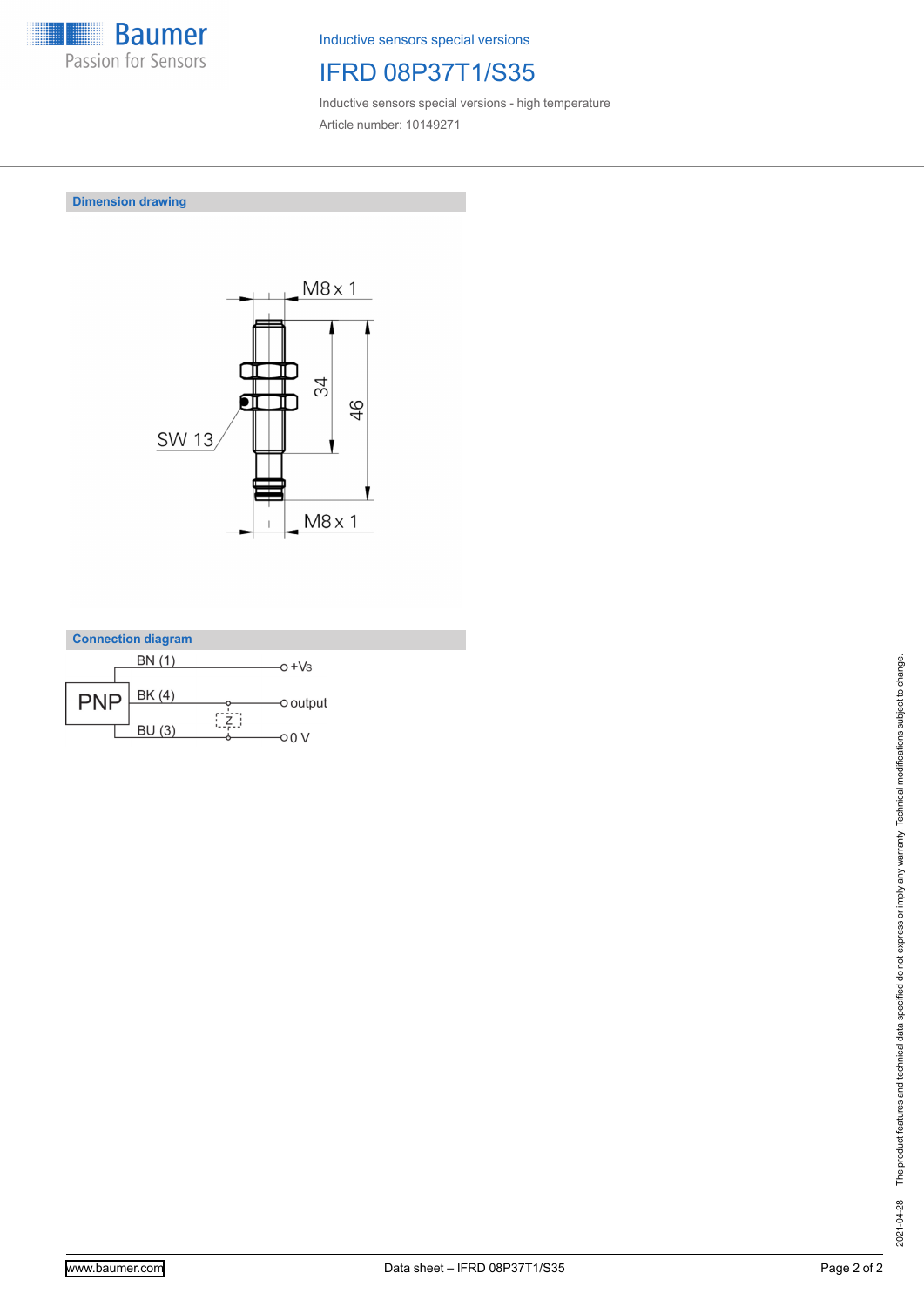Inductive sensors special versions

# IFRD 08P37T1/S35

Inductive sensors special versions - high temperature

Article number: 10149271

## Dimension drawing

M8 x 1

34

46

SW 13

M8 x 1

## Connection diagram

PNP

BN (1) — +Vs

BK (4) — output

Z

BU (3) — 0 V

2021-04-28 The product features and technical data specified do not express or imply any warranty. Technical modifications subject to change.

www.baumer.com

Data sheet – IFRD 08P37T1/S35